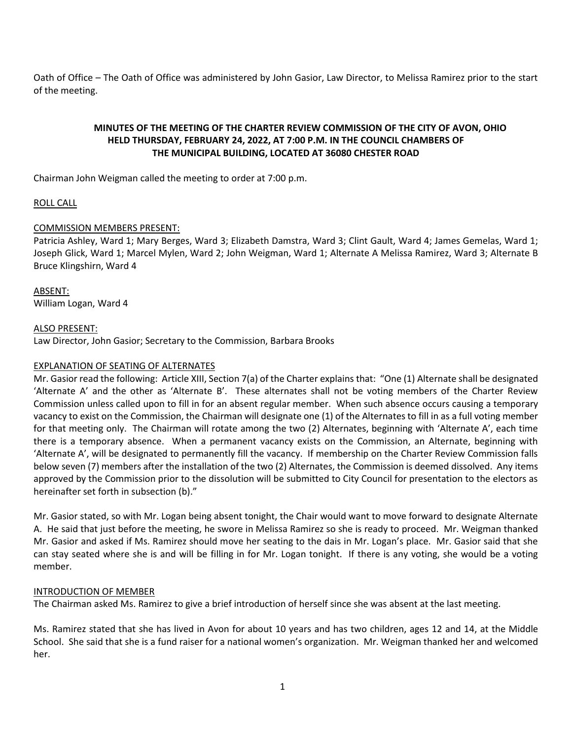Oath of Office – The Oath of Office was administered by John Gasior, Law Director, to Melissa Ramirez prior to the start of the meeting.

**MINUTES OF THE MEETING OF THE CHARTER REVIEW COMMISSION OF THE CITY OF AVON, OHIO HELD THURSDAY, FEBRUARY 24, 2022, AT 7:00 P.M. IN THE COUNCIL CHAMBERS OF THE MUNICIPAL BUILDING, LOCATED AT 36080 CHESTER ROAD**

Chairman John Weigman called the meeting to order at 7:00 p.m.

ROLL CALL

COMMISSION MEMBERS PRESENT:
Patricia Ashley, Ward 1; Mary Berges, Ward 3; Elizabeth Damstra, Ward 3; Clint Gault, Ward 4; James Gemelas, Ward 1; Joseph Glick, Ward 1; Marcel Mylen, Ward 2; John Weigman, Ward 1; Alternate A Melissa Ramirez, Ward 3; Alternate B Bruce Klingshirn, Ward 4

ABSENT:
William Logan, Ward 4

ALSO PRESENT:
Law Director, John Gasior; Secretary to the Commission, Barbara Brooks

EXPLANATION OF SEATING OF ALTERNATES
Mr. Gasior read the following: Article XIII, Section 7(a) of the Charter explains that: "One (1) Alternate shall be designated 'Alternate A' and the other as 'Alternate B'. These alternates shall not be voting members of the Charter Review Commission unless called upon to fill in for an absent regular member. When such absence occurs causing a temporary vacancy to exist on the Commission, the Chairman will designate one (1) of the Alternates to fill in as a full voting member for that meeting only. The Chairman will rotate among the two (2) Alternates, beginning with 'Alternate A', each time there is a temporary absence. When a permanent vacancy exists on the Commission, an Alternate, beginning with 'Alternate A', will be designated to permanently fill the vacancy. If membership on the Charter Review Commission falls below seven (7) members after the installation of the two (2) Alternates, the Commission is deemed dissolved. Any items approved by the Commission prior to the dissolution will be submitted to City Council for presentation to the electors as hereinafter set forth in subsection (b)."

Mr. Gasior stated, so with Mr. Logan being absent tonight, the Chair would want to move forward to designate Alternate A. He said that just before the meeting, he swore in Melissa Ramirez so she is ready to proceed. Mr. Weigman thanked Mr. Gasior and asked if Ms. Ramirez should move her seating to the dais in Mr. Logan's place. Mr. Gasior said that she can stay seated where she is and will be filling in for Mr. Logan tonight. If there is any voting, she would be a voting member.

INTRODUCTION OF MEMBER
The Chairman asked Ms. Ramirez to give a brief introduction of herself since she was absent at the last meeting.

Ms. Ramirez stated that she has lived in Avon for about 10 years and has two children, ages 12 and 14, at the Middle School. She said that she is a fund raiser for a national women's organization. Mr. Weigman thanked her and welcomed her.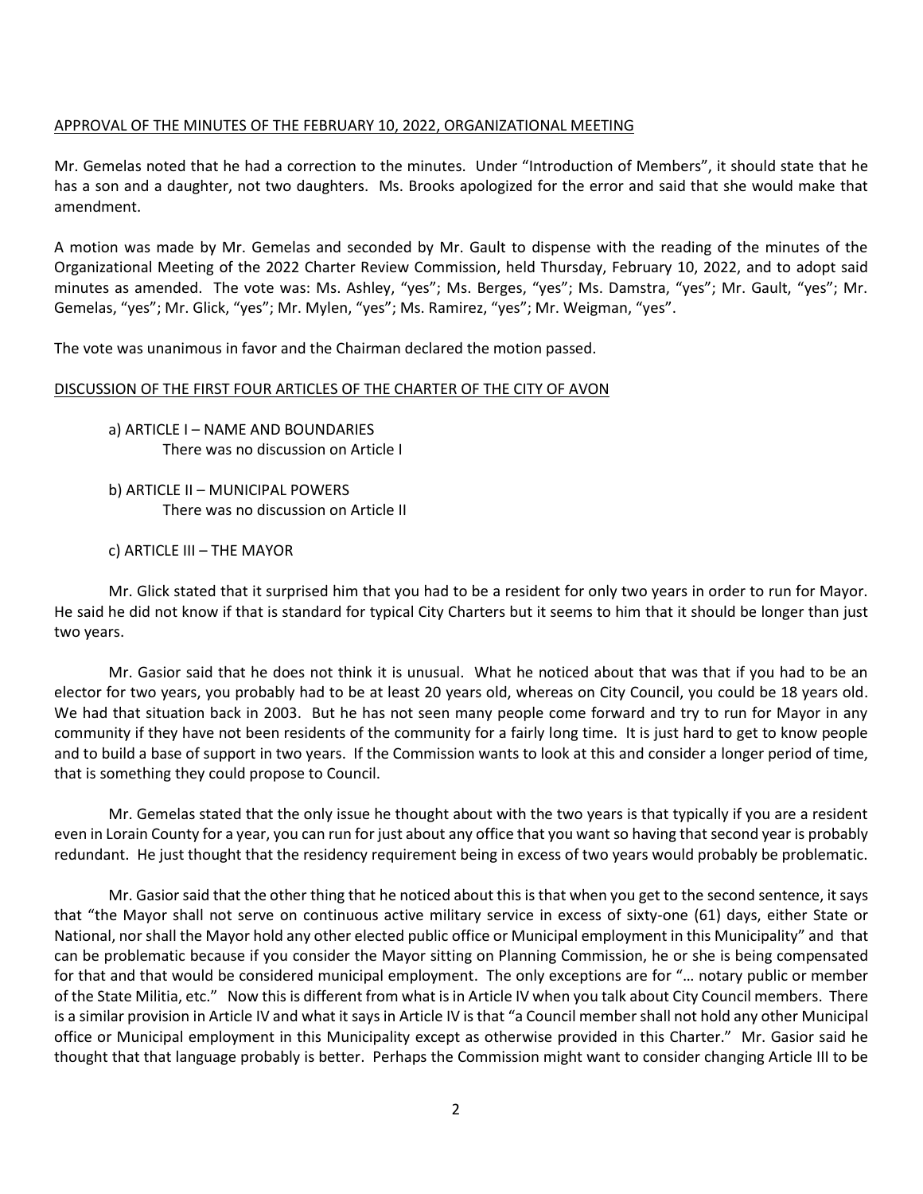APPROVAL OF THE MINUTES OF THE FEBRUARY 10, 2022, ORGANIZATIONAL MEETING

Mr. Gemelas noted that he had a correction to the minutes. Under "Introduction of Members", it should state that he has a son and a daughter, not two daughters. Ms. Brooks apologized for the error and said that she would make that amendment.

A motion was made by Mr. Gemelas and seconded by Mr. Gault to dispense with the reading of the minutes of the Organizational Meeting of the 2022 Charter Review Commission, held Thursday, February 10, 2022, and to adopt said minutes as amended. The vote was: Ms. Ashley, "yes"; Ms. Berges, "yes"; Ms. Damstra, "yes"; Mr. Gault, "yes"; Mr. Gemelas, "yes"; Mr. Glick, "yes"; Mr. Mylen, "yes"; Ms. Ramirez, "yes"; Mr. Weigman, "yes".

The vote was unanimous in favor and the Chairman declared the motion passed.

DISCUSSION OF THE FIRST FOUR ARTICLES OF THE CHARTER OF THE CITY OF AVON

a) ARTICLE I – NAME AND BOUNDARIES
There was no discussion on Article I

b) ARTICLE II – MUNICIPAL POWERS
There was no discussion on Article II

c) ARTICLE III – THE MAYOR

Mr. Glick stated that it surprised him that you had to be a resident for only two years in order to run for Mayor. He said he did not know if that is standard for typical City Charters but it seems to him that it should be longer than just two years.

Mr. Gasior said that he does not think it is unusual. What he noticed about that was that if you had to be an elector for two years, you probably had to be at least 20 years old, whereas on City Council, you could be 18 years old. We had that situation back in 2003. But he has not seen many people come forward and try to run for Mayor in any community if they have not been residents of the community for a fairly long time. It is just hard to get to know people and to build a base of support in two years. If the Commission wants to look at this and consider a longer period of time, that is something they could propose to Council.

Mr. Gemelas stated that the only issue he thought about with the two years is that typically if you are a resident even in Lorain County for a year, you can run for just about any office that you want so having that second year is probably redundant. He just thought that the residency requirement being in excess of two years would probably be problematic.

Mr. Gasior said that the other thing that he noticed about this is that when you get to the second sentence, it says that "the Mayor shall not serve on continuous active military service in excess of sixty-one (61) days, either State or National, nor shall the Mayor hold any other elected public office or Municipal employment in this Municipality" and that can be problematic because if you consider the Mayor sitting on Planning Commission, he or she is being compensated for that and that would be considered municipal employment. The only exceptions are for "… notary public or member of the State Militia, etc." Now this is different from what is in Article IV when you talk about City Council members. There is a similar provision in Article IV and what it says in Article IV is that "a Council member shall not hold any other Municipal office or Municipal employment in this Municipality except as otherwise provided in this Charter." Mr. Gasior said he thought that that language probably is better. Perhaps the Commission might want to consider changing Article III to be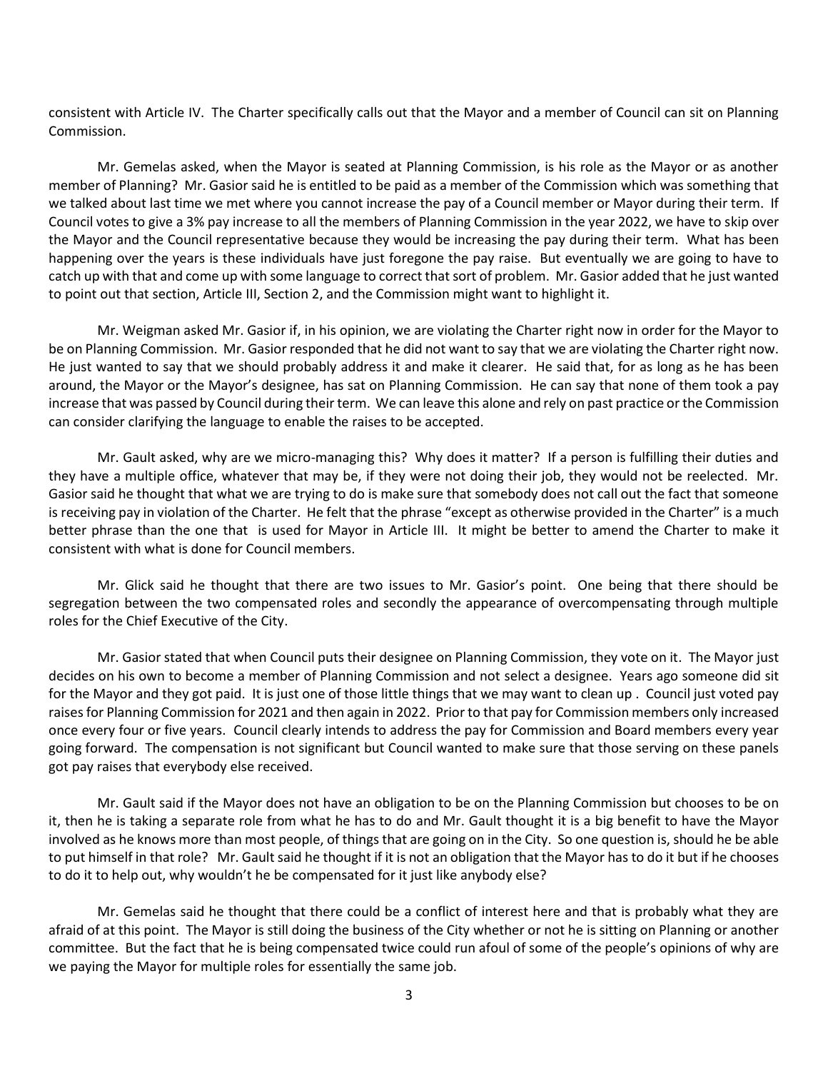consistent with Article IV. The Charter specifically calls out that the Mayor and a member of Council can sit on Planning Commission.

Mr. Gemelas asked, when the Mayor is seated at Planning Commission, is his role as the Mayor or as another member of Planning? Mr. Gasior said he is entitled to be paid as a member of the Commission which was something that we talked about last time we met where you cannot increase the pay of a Council member or Mayor during their term. If Council votes to give a 3% pay increase to all the members of Planning Commission in the year 2022, we have to skip over the Mayor and the Council representative because they would be increasing the pay during their term. What has been happening over the years is these individuals have just foregone the pay raise. But eventually we are going to have to catch up with that and come up with some language to correct that sort of problem. Mr. Gasior added that he just wanted to point out that section, Article III, Section 2, and the Commission might want to highlight it.

Mr. Weigman asked Mr. Gasior if, in his opinion, we are violating the Charter right now in order for the Mayor to be on Planning Commission. Mr. Gasior responded that he did not want to say that we are violating the Charter right now. He just wanted to say that we should probably address it and make it clearer. He said that, for as long as he has been around, the Mayor or the Mayor's designee, has sat on Planning Commission. He can say that none of them took a pay increase that was passed by Council during their term. We can leave this alone and rely on past practice or the Commission can consider clarifying the language to enable the raises to be accepted.

Mr. Gault asked, why are we micro-managing this? Why does it matter? If a person is fulfilling their duties and they have a multiple office, whatever that may be, if they were not doing their job, they would not be reelected. Mr. Gasior said he thought that what we are trying to do is make sure that somebody does not call out the fact that someone is receiving pay in violation of the Charter. He felt that the phrase "except as otherwise provided in the Charter" is a much better phrase than the one that is used for Mayor in Article III. It might be better to amend the Charter to make it consistent with what is done for Council members.

Mr. Glick said he thought that there are two issues to Mr. Gasior's point. One being that there should be segregation between the two compensated roles and secondly the appearance of overcompensating through multiple roles for the Chief Executive of the City.

Mr. Gasior stated that when Council puts their designee on Planning Commission, they vote on it. The Mayor just decides on his own to become a member of Planning Commission and not select a designee. Years ago someone did sit for the Mayor and they got paid. It is just one of those little things that we may want to clean up . Council just voted pay raises for Planning Commission for 2021 and then again in 2022. Prior to that pay for Commission members only increased once every four or five years. Council clearly intends to address the pay for Commission and Board members every year going forward. The compensation is not significant but Council wanted to make sure that those serving on these panels got pay raises that everybody else received.

Mr. Gault said if the Mayor does not have an obligation to be on the Planning Commission but chooses to be on it, then he is taking a separate role from what he has to do and Mr. Gault thought it is a big benefit to have the Mayor involved as he knows more than most people, of things that are going on in the City. So one question is, should he be able to put himself in that role? Mr. Gault said he thought if it is not an obligation that the Mayor has to do it but if he chooses to do it to help out, why wouldn't he be compensated for it just like anybody else?

Mr. Gemelas said he thought that there could be a conflict of interest here and that is probably what they are afraid of at this point. The Mayor is still doing the business of the City whether or not he is sitting on Planning or another committee. But the fact that he is being compensated twice could run afoul of some of the people's opinions of why are we paying the Mayor for multiple roles for essentially the same job.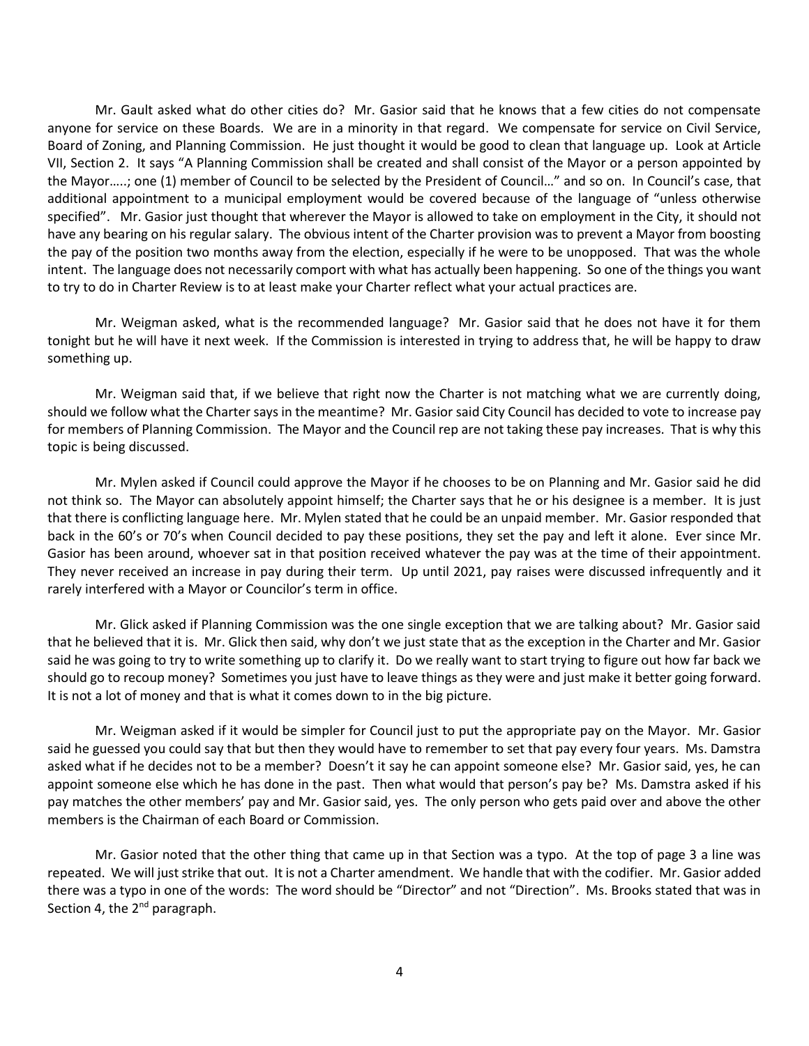Mr. Gault asked what do other cities do? Mr. Gasior said that he knows that a few cities do not compensate anyone for service on these Boards. We are in a minority in that regard. We compensate for service on Civil Service, Board of Zoning, and Planning Commission. He just thought it would be good to clean that language up. Look at Article VII, Section 2. It says "A Planning Commission shall be created and shall consist of the Mayor or a person appointed by the Mayor…..; one (1) member of Council to be selected by the President of Council…" and so on. In Council's case, that additional appointment to a municipal employment would be covered because of the language of "unless otherwise specified". Mr. Gasior just thought that wherever the Mayor is allowed to take on employment in the City, it should not have any bearing on his regular salary. The obvious intent of the Charter provision was to prevent a Mayor from boosting the pay of the position two months away from the election, especially if he were to be unopposed. That was the whole intent. The language does not necessarily comport with what has actually been happening. So one of the things you want to try to do in Charter Review is to at least make your Charter reflect what your actual practices are.

Mr. Weigman asked, what is the recommended language? Mr. Gasior said that he does not have it for them tonight but he will have it next week. If the Commission is interested in trying to address that, he will be happy to draw something up.

Mr. Weigman said that, if we believe that right now the Charter is not matching what we are currently doing, should we follow what the Charter says in the meantime? Mr. Gasior said City Council has decided to vote to increase pay for members of Planning Commission. The Mayor and the Council rep are not taking these pay increases. That is why this topic is being discussed.

Mr. Mylen asked if Council could approve the Mayor if he chooses to be on Planning and Mr. Gasior said he did not think so. The Mayor can absolutely appoint himself; the Charter says that he or his designee is a member. It is just that there is conflicting language here. Mr. Mylen stated that he could be an unpaid member. Mr. Gasior responded that back in the 60's or 70's when Council decided to pay these positions, they set the pay and left it alone. Ever since Mr. Gasior has been around, whoever sat in that position received whatever the pay was at the time of their appointment. They never received an increase in pay during their term. Up until 2021, pay raises were discussed infrequently and it rarely interfered with a Mayor or Councilor's term in office.

Mr. Glick asked if Planning Commission was the one single exception that we are talking about? Mr. Gasior said that he believed that it is. Mr. Glick then said, why don't we just state that as the exception in the Charter and Mr. Gasior said he was going to try to write something up to clarify it. Do we really want to start trying to figure out how far back we should go to recoup money? Sometimes you just have to leave things as they were and just make it better going forward. It is not a lot of money and that is what it comes down to in the big picture.

Mr. Weigman asked if it would be simpler for Council just to put the appropriate pay on the Mayor. Mr. Gasior said he guessed you could say that but then they would have to remember to set that pay every four years. Ms. Damstra asked what if he decides not to be a member? Doesn't it say he can appoint someone else? Mr. Gasior said, yes, he can appoint someone else which he has done in the past. Then what would that person's pay be? Ms. Damstra asked if his pay matches the other members' pay and Mr. Gasior said, yes. The only person who gets paid over and above the other members is the Chairman of each Board or Commission.

Mr. Gasior noted that the other thing that came up in that Section was a typo. At the top of page 3 a line was repeated. We will just strike that out. It is not a Charter amendment. We handle that with the codifier. Mr. Gasior added there was a typo in one of the words: The word should be "Director" and not "Direction". Ms. Brooks stated that was in Section 4, the 2nd paragraph.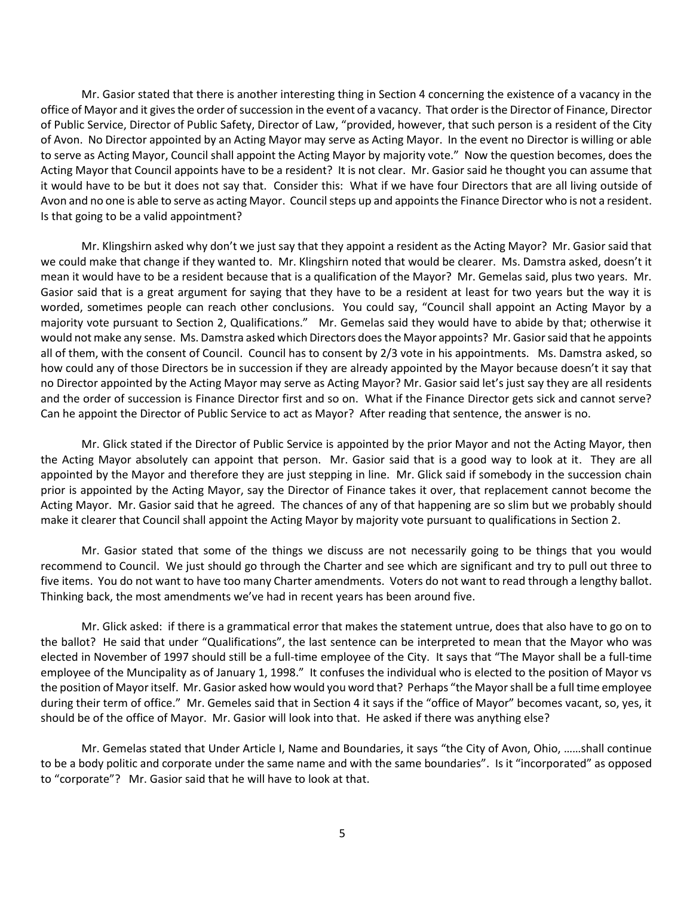Mr. Gasior stated that there is another interesting thing in Section 4 concerning the existence of a vacancy in the office of Mayor and it gives the order of succession in the event of a vacancy. That order is the Director of Finance, Director of Public Service, Director of Public Safety, Director of Law, "provided, however, that such person is a resident of the City of Avon. No Director appointed by an Acting Mayor may serve as Acting Mayor. In the event no Director is willing or able to serve as Acting Mayor, Council shall appoint the Acting Mayor by majority vote." Now the question becomes, does the Acting Mayor that Council appoints have to be a resident? It is not clear. Mr. Gasior said he thought you can assume that it would have to be but it does not say that. Consider this: What if we have four Directors that are all living outside of Avon and no one is able to serve as acting Mayor. Council steps up and appoints the Finance Director who is not a resident. Is that going to be a valid appointment?

Mr. Klingshirn asked why don't we just say that they appoint a resident as the Acting Mayor? Mr. Gasior said that we could make that change if they wanted to. Mr. Klingshirn noted that would be clearer. Ms. Damstra asked, doesn't it mean it would have to be a resident because that is a qualification of the Mayor? Mr. Gemelas said, plus two years. Mr. Gasior said that is a great argument for saying that they have to be a resident at least for two years but the way it is worded, sometimes people can reach other conclusions. You could say, "Council shall appoint an Acting Mayor by a majority vote pursuant to Section 2, Qualifications." Mr. Gemelas said they would have to abide by that; otherwise it would not make any sense. Ms. Damstra asked which Directors does the Mayor appoints? Mr. Gasior said that he appoints all of them, with the consent of Council. Council has to consent by 2/3 vote in his appointments. Ms. Damstra asked, so how could any of those Directors be in succession if they are already appointed by the Mayor because doesn't it say that no Director appointed by the Acting Mayor may serve as Acting Mayor? Mr. Gasior said let's just say they are all residents and the order of succession is Finance Director first and so on. What if the Finance Director gets sick and cannot serve? Can he appoint the Director of Public Service to act as Mayor? After reading that sentence, the answer is no.

Mr. Glick stated if the Director of Public Service is appointed by the prior Mayor and not the Acting Mayor, then the Acting Mayor absolutely can appoint that person. Mr. Gasior said that is a good way to look at it. They are all appointed by the Mayor and therefore they are just stepping in line. Mr. Glick said if somebody in the succession chain prior is appointed by the Acting Mayor, say the Director of Finance takes it over, that replacement cannot become the Acting Mayor. Mr. Gasior said that he agreed. The chances of any of that happening are so slim but we probably should make it clearer that Council shall appoint the Acting Mayor by majority vote pursuant to qualifications in Section 2.

Mr. Gasior stated that some of the things we discuss are not necessarily going to be things that you would recommend to Council. We just should go through the Charter and see which are significant and try to pull out three to five items. You do not want to have too many Charter amendments. Voters do not want to read through a lengthy ballot. Thinking back, the most amendments we've had in recent years has been around five.

Mr. Glick asked: if there is a grammatical error that makes the statement untrue, does that also have to go on to the ballot? He said that under "Qualifications", the last sentence can be interpreted to mean that the Mayor who was elected in November of 1997 should still be a full-time employee of the City. It says that "The Mayor shall be a full-time employee of the Muncipality as of January 1, 1998." It confuses the individual who is elected to the position of Mayor vs the position of Mayor itself. Mr. Gasior asked how would you word that? Perhaps "the Mayor shall be a full time employee during their term of office." Mr. Gemeles said that in Section 4 it says if the "office of Mayor" becomes vacant, so, yes, it should be of the office of Mayor. Mr. Gasior will look into that. He asked if there was anything else?

Mr. Gemelas stated that Under Article I, Name and Boundaries, it says "the City of Avon, Ohio, ……shall continue to be a body politic and corporate under the same name and with the same boundaries". Is it "incorporated" as opposed to "corporate"? Mr. Gasior said that he will have to look at that.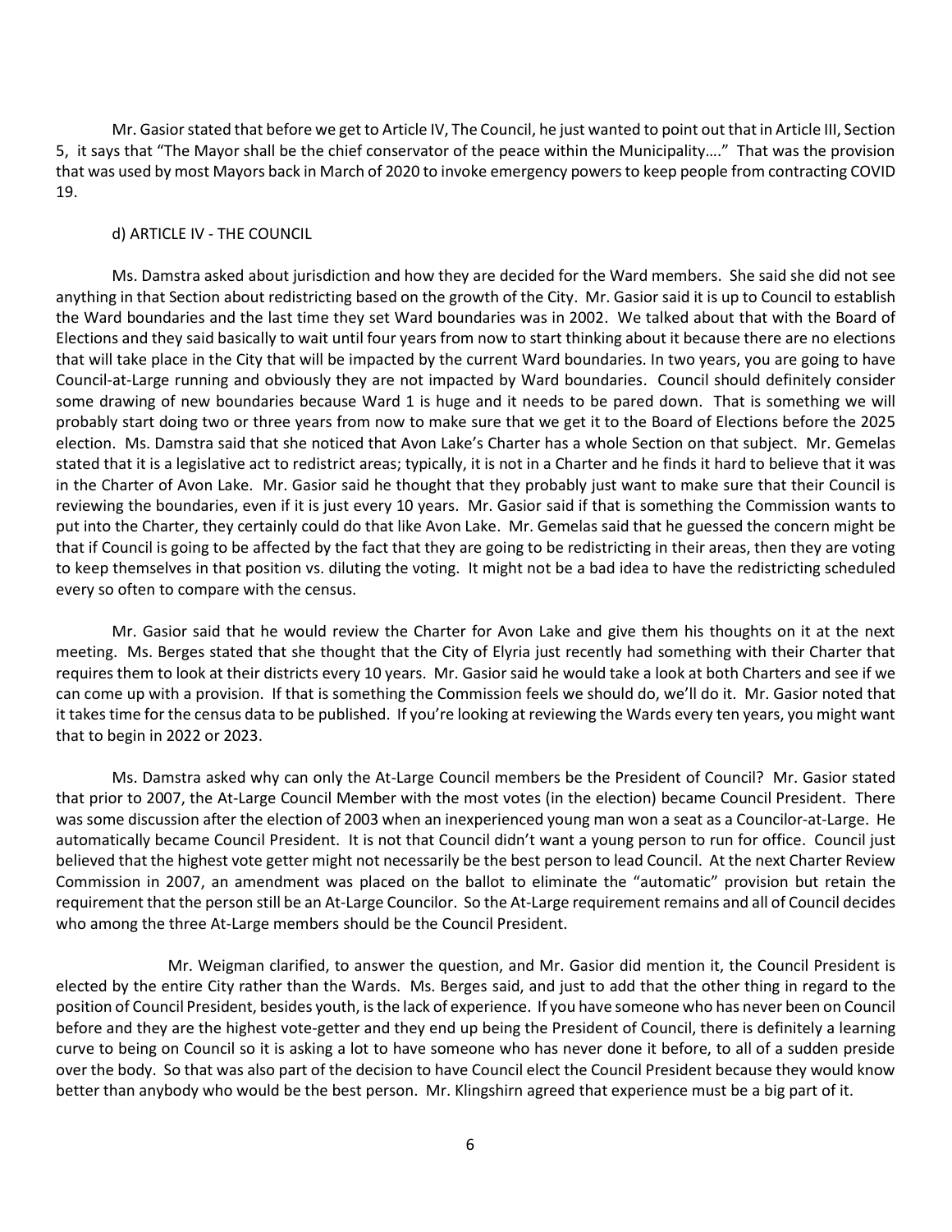Mr. Gasior stated that before we get to Article IV, The Council, he just wanted to point out that in Article III, Section 5, it says that "The Mayor shall be the chief conservator of the peace within the Municipality…." That was the provision that was used by most Mayors back in March of 2020 to invoke emergency powers to keep people from contracting COVID 19.

d) ARTICLE IV - THE COUNCIL

Ms. Damstra asked about jurisdiction and how they are decided for the Ward members. She said she did not see anything in that Section about redistricting based on the growth of the City. Mr. Gasior said it is up to Council to establish the Ward boundaries and the last time they set Ward boundaries was in 2002. We talked about that with the Board of Elections and they said basically to wait until four years from now to start thinking about it because there are no elections that will take place in the City that will be impacted by the current Ward boundaries. In two years, you are going to have Council-at-Large running and obviously they are not impacted by Ward boundaries. Council should definitely consider some drawing of new boundaries because Ward 1 is huge and it needs to be pared down. That is something we will probably start doing two or three years from now to make sure that we get it to the Board of Elections before the 2025 election. Ms. Damstra said that she noticed that Avon Lake's Charter has a whole Section on that subject. Mr. Gemelas stated that it is a legislative act to redistrict areas; typically, it is not in a Charter and he finds it hard to believe that it was in the Charter of Avon Lake. Mr. Gasior said he thought that they probably just want to make sure that their Council is reviewing the boundaries, even if it is just every 10 years. Mr. Gasior said if that is something the Commission wants to put into the Charter, they certainly could do that like Avon Lake. Mr. Gemelas said that he guessed the concern might be that if Council is going to be affected by the fact that they are going to be redistricting in their areas, then they are voting to keep themselves in that position vs. diluting the voting. It might not be a bad idea to have the redistricting scheduled every so often to compare with the census.

Mr. Gasior said that he would review the Charter for Avon Lake and give them his thoughts on it at the next meeting. Ms. Berges stated that she thought that the City of Elyria just recently had something with their Charter that requires them to look at their districts every 10 years. Mr. Gasior said he would take a look at both Charters and see if we can come up with a provision. If that is something the Commission feels we should do, we'll do it. Mr. Gasior noted that it takes time for the census data to be published. If you're looking at reviewing the Wards every ten years, you might want that to begin in 2022 or 2023.

Ms. Damstra asked why can only the At-Large Council members be the President of Council? Mr. Gasior stated that prior to 2007, the At-Large Council Member with the most votes (in the election) became Council President. There was some discussion after the election of 2003 when an inexperienced young man won a seat as a Councilor-at-Large. He automatically became Council President. It is not that Council didn't want a young person to run for office. Council just believed that the highest vote getter might not necessarily be the best person to lead Council. At the next Charter Review Commission in 2007, an amendment was placed on the ballot to eliminate the "automatic" provision but retain the requirement that the person still be an At-Large Councilor. So the At-Large requirement remains and all of Council decides who among the three At-Large members should be the Council President.

Mr. Weigman clarified, to answer the question, and Mr. Gasior did mention it, the Council President is elected by the entire City rather than the Wards. Ms. Berges said, and just to add that the other thing in regard to the position of Council President, besides youth, is the lack of experience. If you have someone who has never been on Council before and they are the highest vote-getter and they end up being the President of Council, there is definitely a learning curve to being on Council so it is asking a lot to have someone who has never done it before, to all of a sudden preside over the body. So that was also part of the decision to have Council elect the Council President because they would know better than anybody who would be the best person. Mr. Klingshirn agreed that experience must be a big part of it.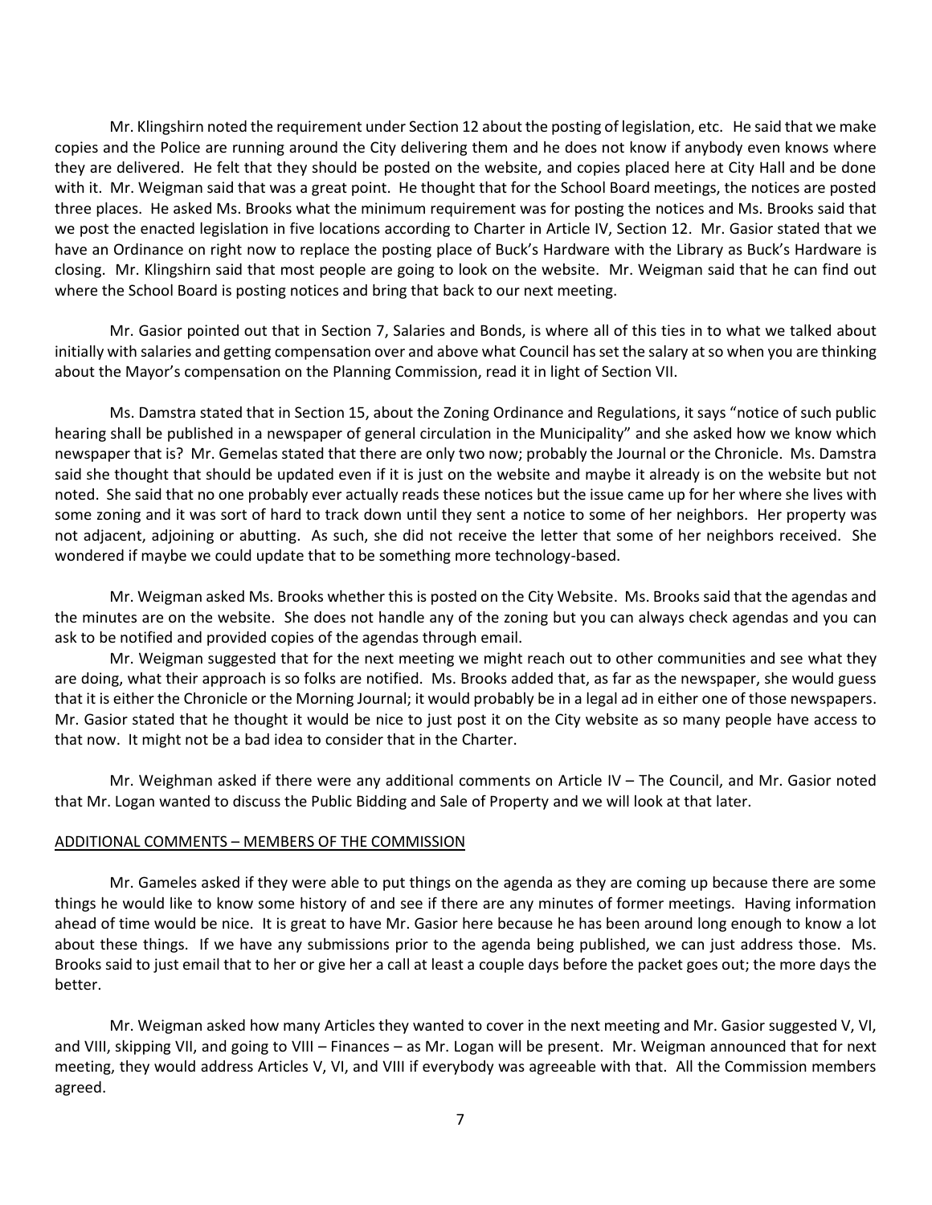Mr. Klingshirn noted the requirement under Section 12 about the posting of legislation, etc. He said that we make copies and the Police are running around the City delivering them and he does not know if anybody even knows where they are delivered. He felt that they should be posted on the website, and copies placed here at City Hall and be done with it. Mr. Weigman said that was a great point. He thought that for the School Board meetings, the notices are posted three places. He asked Ms. Brooks what the minimum requirement was for posting the notices and Ms. Brooks said that we post the enacted legislation in five locations according to Charter in Article IV, Section 12. Mr. Gasior stated that we have an Ordinance on right now to replace the posting place of Buck's Hardware with the Library as Buck's Hardware is closing. Mr. Klingshirn said that most people are going to look on the website. Mr. Weigman said that he can find out where the School Board is posting notices and bring that back to our next meeting.

Mr. Gasior pointed out that in Section 7, Salaries and Bonds, is where all of this ties in to what we talked about initially with salaries and getting compensation over and above what Council has set the salary at so when you are thinking about the Mayor's compensation on the Planning Commission, read it in light of Section VII.

Ms. Damstra stated that in Section 15, about the Zoning Ordinance and Regulations, it says "notice of such public hearing shall be published in a newspaper of general circulation in the Municipality" and she asked how we know which newspaper that is? Mr. Gemelas stated that there are only two now; probably the Journal or the Chronicle. Ms. Damstra said she thought that should be updated even if it is just on the website and maybe it already is on the website but not noted. She said that no one probably ever actually reads these notices but the issue came up for her where she lives with some zoning and it was sort of hard to track down until they sent a notice to some of her neighbors. Her property was not adjacent, adjoining or abutting. As such, she did not receive the letter that some of her neighbors received. She wondered if maybe we could update that to be something more technology-based.

Mr. Weigman asked Ms. Brooks whether this is posted on the City Website. Ms. Brooks said that the agendas and the minutes are on the website. She does not handle any of the zoning but you can always check agendas and you can ask to be notified and provided copies of the agendas through email.

Mr. Weigman suggested that for the next meeting we might reach out to other communities and see what they are doing, what their approach is so folks are notified. Ms. Brooks added that, as far as the newspaper, she would guess that it is either the Chronicle or the Morning Journal; it would probably be in a legal ad in either one of those newspapers. Mr. Gasior stated that he thought it would be nice to just post it on the City website as so many people have access to that now. It might not be a bad idea to consider that in the Charter.

Mr. Weighman asked if there were any additional comments on Article IV – The Council, and Mr. Gasior noted that Mr. Logan wanted to discuss the Public Bidding and Sale of Property and we will look at that later.

ADDITIONAL COMMENTS – MEMBERS OF THE COMMISSION

Mr. Gameles asked if they were able to put things on the agenda as they are coming up because there are some things he would like to know some history of and see if there are any minutes of former meetings. Having information ahead of time would be nice. It is great to have Mr. Gasior here because he has been around long enough to know a lot about these things. If we have any submissions prior to the agenda being published, we can just address those. Ms. Brooks said to just email that to her or give her a call at least a couple days before the packet goes out; the more days the better.

Mr. Weigman asked how many Articles they wanted to cover in the next meeting and Mr. Gasior suggested V, VI, and VIII, skipping VII, and going to VIII – Finances – as Mr. Logan will be present. Mr. Weigman announced that for next meeting, they would address Articles V, VI, and VIII if everybody was agreeable with that. All the Commission members agreed.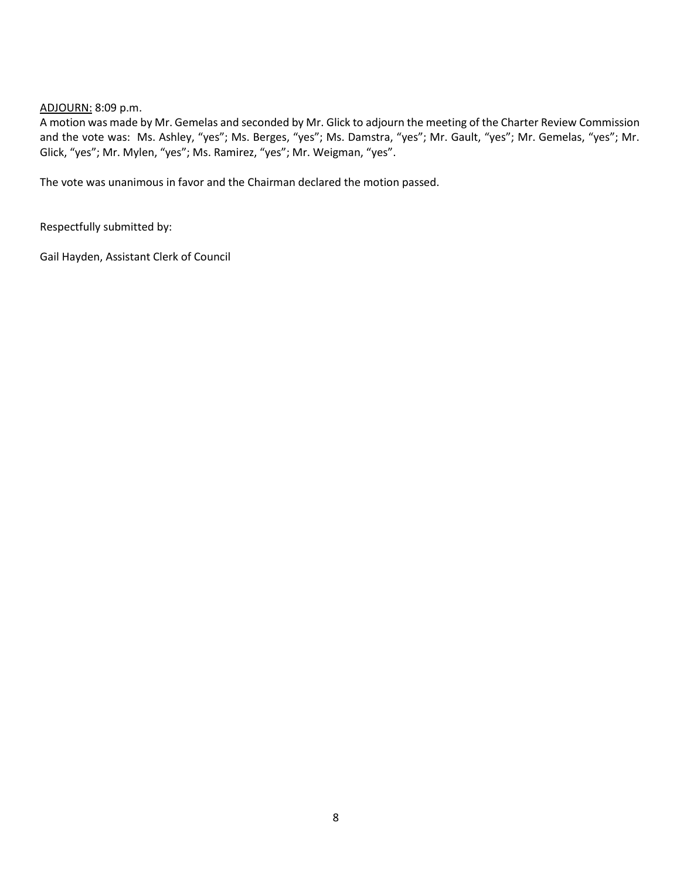ADJOURN: 8:09 p.m.

A motion was made by Mr. Gemelas and seconded by Mr. Glick to adjourn the meeting of the Charter Review Commission and the vote was: Ms. Ashley, "yes"; Ms. Berges, "yes"; Ms. Damstra, "yes"; Mr. Gault, "yes"; Mr. Gemelas, "yes"; Mr. Glick, "yes"; Mr. Mylen, "yes"; Ms. Ramirez, "yes"; Mr. Weigman, "yes".

The vote was unanimous in favor and the Chairman declared the motion passed.

Respectfully submitted by:

Gail Hayden, Assistant Clerk of Council